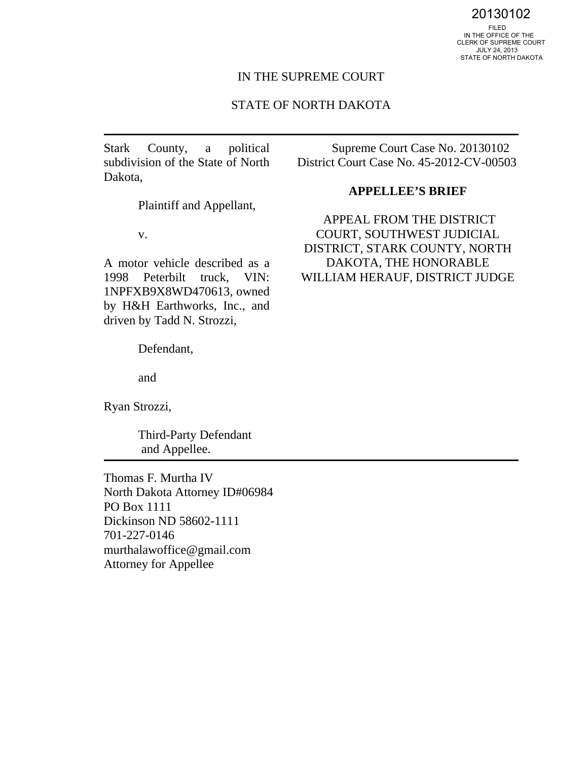20130102

FILED
IN THE OFFICE OF THE
CLERK OF SUPREME COURT
JULY 24, 2013
STATE OF NORTH DAKOTA

IN THE SUPREME COURT

STATE OF NORTH DAKOTA

---

Stark County, a political subdivision of the State of North Dakota,

Plaintiff and Appellant,

v.

A motor vehicle described as a 1998 Peterbilt truck, VIN: 1NPFXB9X8WD470613, owned by H&H Earthworks, Inc., and driven by Tadd N. Strozzi,

Defendant,

and

Ryan Strozzi,

Third-Party Defendant and Appellee.

Supreme Court Case No. 20130102
District Court Case No. 45-2012-CV-00503

**APPELLEE'S BRIEF**

APPEAL FROM THE DISTRICT COURT, SOUTHWEST JUDICIAL DISTRICT, STARK COUNTY, NORTH DAKOTA, THE HONORABLE WILLIAM HERAUF, DISTRICT JUDGE

---

Thomas F. Murtha IV
North Dakota Attorney ID#06984
PO Box 1111
Dickinson ND 58602-1111
701-227-0146
murthalawoffice@gmail.com
Attorney for Appellee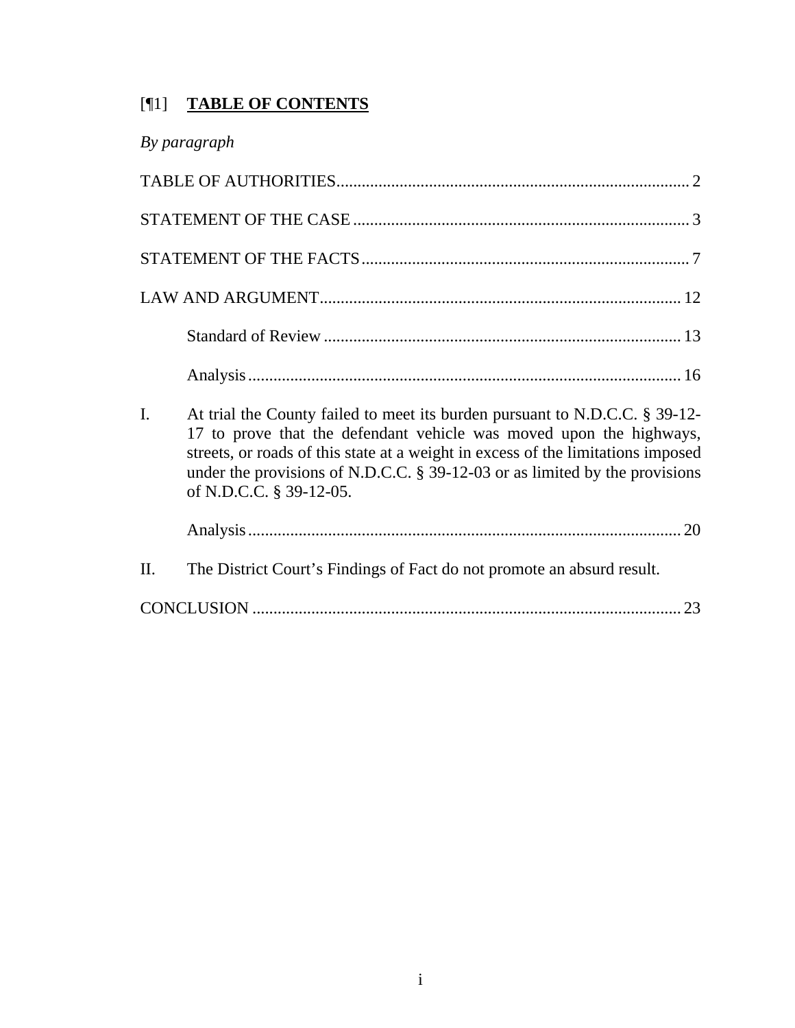## [¶1] **TABLE OF CONTENTS**

*By paragraph*

TABLE OF AUTHORITIES.................................................................................. 2

STATEMENT OF THE CASE .............................................................................. 3

STATEMENT OF THE FACTS............................................................................ 7

LAW AND ARGUMENT.................................................................................... 12

Standard of Review ................................................................................... 13

Analysis...................................................................................................... 16

I. At trial the County failed to meet its burden pursuant to N.D.C.C. § 39-12-17 to prove that the defendant vehicle was moved upon the highways, streets, or roads of this state at a weight in excess of the limitations imposed under the provisions of N.D.C.C. § 39-12-03 or as limited by the provisions of N.D.C.C. § 39-12-05.

Analysis...................................................................................................... 20

II. The District Court's Findings of Fact do not promote an absurd result.

CONCLUSION ..................................................................................................... 23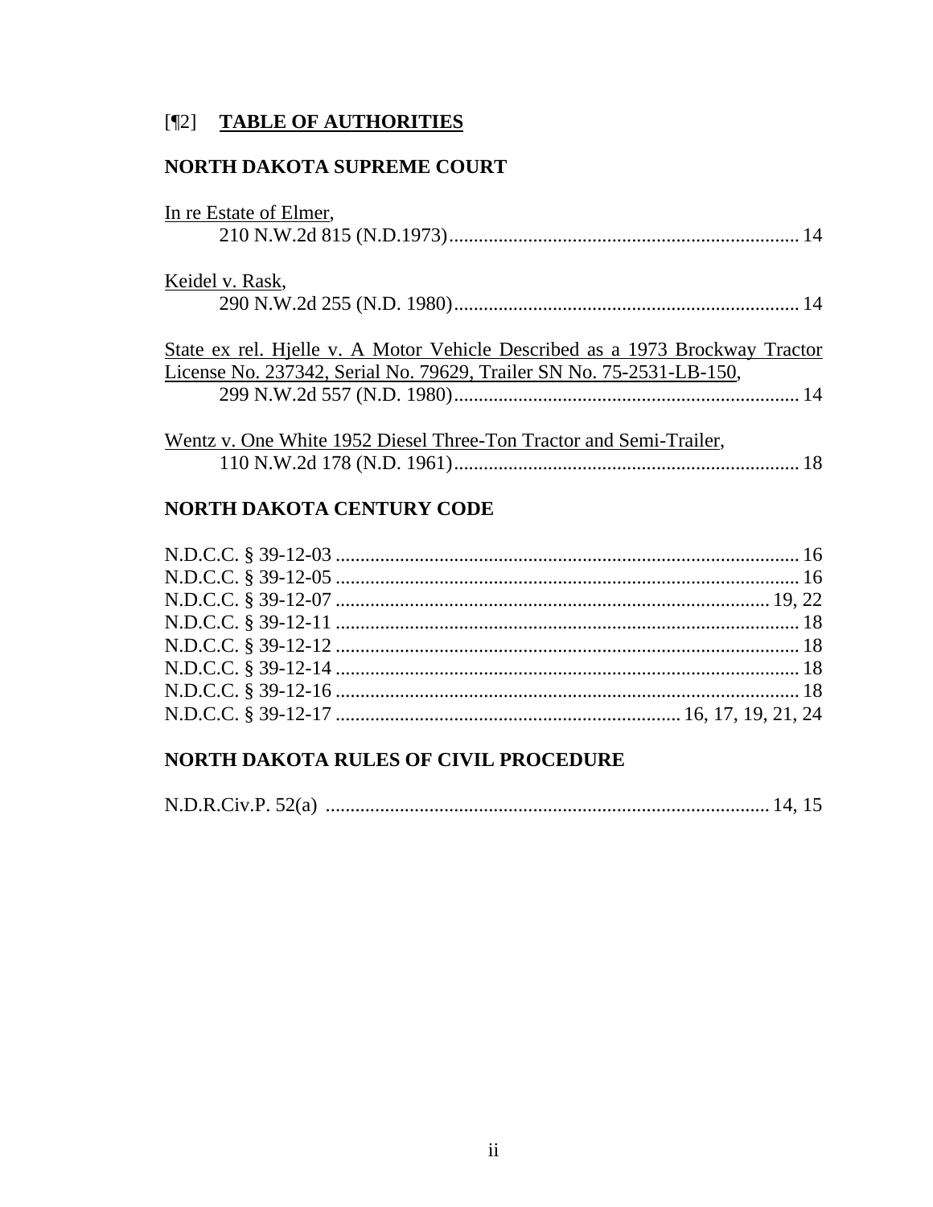## [¶2] **TABLE OF AUTHORITIES**

### NORTH DAKOTA SUPREME COURT

In re Estate of Elmer,
210 N.W.2d 815 (N.D.1973) ....................................................................... 14

Keidel v. Rask,
290 N.W.2d 255 (N.D. 1980) ...................................................................... 14

State ex rel. Hjelle v. A Motor Vehicle Described as a 1973 Brockway Tractor License No. 237342, Serial No. 79629, Trailer SN No. 75-2531-LB-150,
299 N.W.2d 557 (N.D. 1980) ...................................................................... 14

Wentz v. One White 1952 Diesel Three-Ton Tractor and Semi-Trailer,
110 N.W.2d 178 (N.D. 1961) ...................................................................... 18

### NORTH DAKOTA CENTURY CODE

N.D.C.C. § 39-12-03 .............................................................................................. 16
N.D.C.C. § 39-12-05 .............................................................................................. 16
N.D.C.C. § 39-12-07 ........................................................................................ 19, 22
N.D.C.C. § 39-12-11 .............................................................................................. 18
N.D.C.C. § 39-12-12 .............................................................................................. 18
N.D.C.C. § 39-12-14 .............................................................................................. 18
N.D.C.C. § 39-12-16 .............................................................................................. 18
N.D.C.C. § 39-12-17 ...................................................................... 16, 17, 19, 21, 24

### NORTH DAKOTA RULES OF CIVIL PROCEDURE

N.D.R.Civ.P. 52(a) ........................................................................................... 14, 15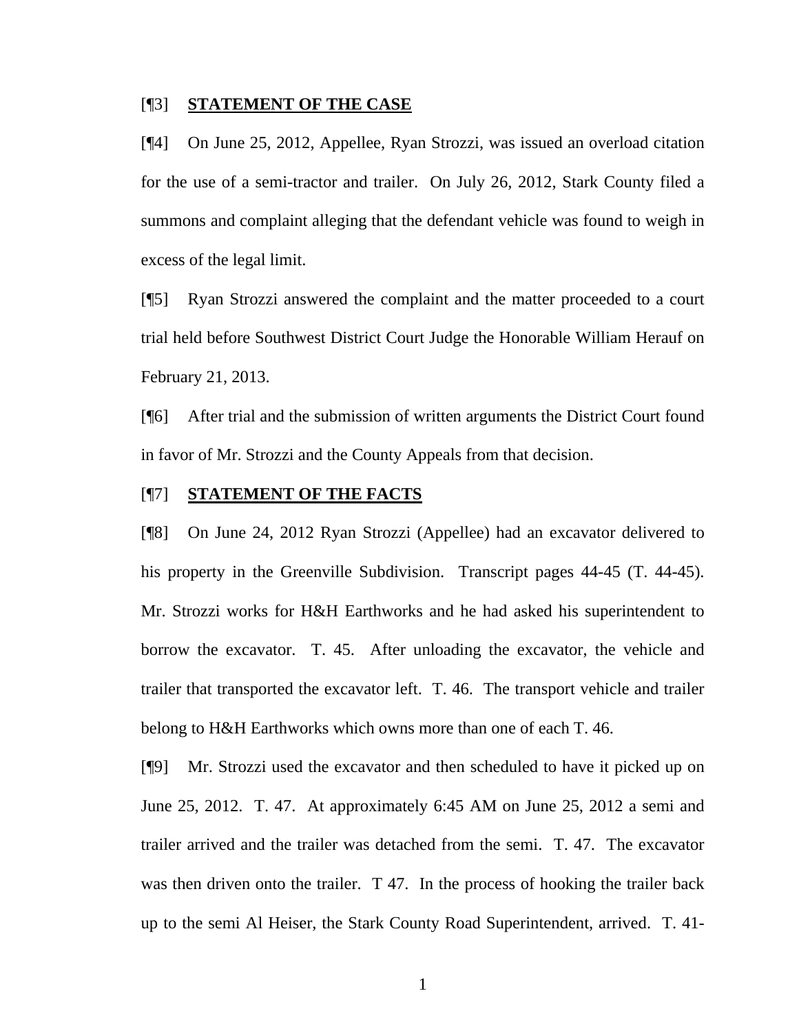[¶3] **STATEMENT OF THE CASE**

[¶4] On June 25, 2012, Appellee, Ryan Strozzi, was issued an overload citation for the use of a semi-tractor and trailer. On July 26, 2012, Stark County filed a summons and complaint alleging that the defendant vehicle was found to weigh in excess of the legal limit.

[¶5] Ryan Strozzi answered the complaint and the matter proceeded to a court trial held before Southwest District Court Judge the Honorable William Herauf on February 21, 2013.

[¶6] After trial and the submission of written arguments the District Court found in favor of Mr. Strozzi and the County Appeals from that decision.

[¶7] **STATEMENT OF THE FACTS**

[¶8] On June 24, 2012 Ryan Strozzi (Appellee) had an excavator delivered to his property in the Greenville Subdivision. Transcript pages 44-45 (T. 44-45). Mr. Strozzi works for H&H Earthworks and he had asked his superintendent to borrow the excavator. T. 45. After unloading the excavator, the vehicle and trailer that transported the excavator left. T. 46. The transport vehicle and trailer belong to H&H Earthworks which owns more than one of each T. 46.

[¶9] Mr. Strozzi used the excavator and then scheduled to have it picked up on June 25, 2012. T. 47. At approximately 6:45 AM on June 25, 2012 a semi and trailer arrived and the trailer was detached from the semi. T. 47. The excavator was then driven onto the trailer. T 47. In the process of hooking the trailer back up to the semi Al Heiser, the Stark County Road Superintendent, arrived. T. 41-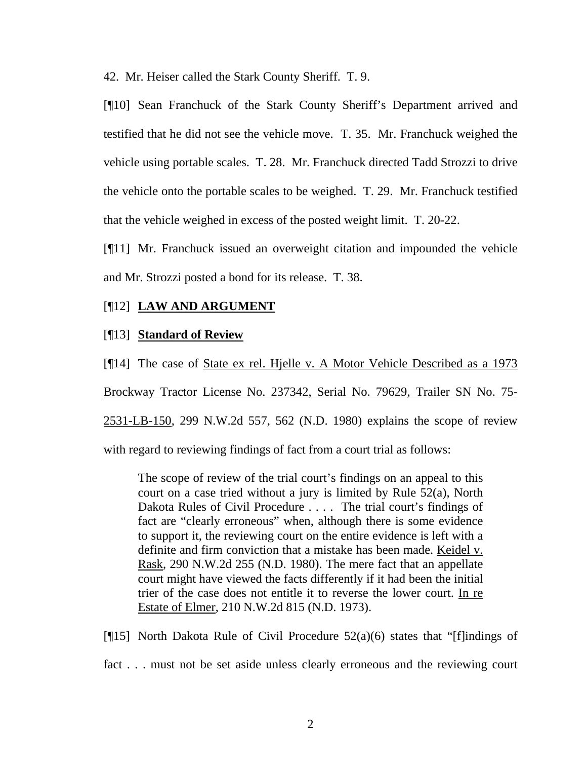42. Mr. Heiser called the Stark County Sheriff. T. 9.

[¶10] Sean Franchuck of the Stark County Sheriff's Department arrived and testified that he did not see the vehicle move. T. 35. Mr. Franchuck weighed the vehicle using portable scales. T. 28. Mr. Franchuck directed Tadd Strozzi to drive the vehicle onto the portable scales to be weighed. T. 29. Mr. Franchuck testified that the vehicle weighed in excess of the posted weight limit. T. 20-22.

[¶11] Mr. Franchuck issued an overweight citation and impounded the vehicle and Mr. Strozzi posted a bond for its release. T. 38.

[¶12] **LAW AND ARGUMENT**

[¶13] **Standard of Review**

[¶14] The case of State ex rel. Hjelle v. A Motor Vehicle Described as a 1973 Brockway Tractor License No. 237342, Serial No. 79629, Trailer SN No. 75-2531-LB-150, 299 N.W.2d 557, 562 (N.D. 1980) explains the scope of review with regard to reviewing findings of fact from a court trial as follows:

> The scope of review of the trial court's findings on an appeal to this court on a case tried without a jury is limited by Rule 52(a), North Dakota Rules of Civil Procedure . . . . The trial court's findings of fact are "clearly erroneous" when, although there is some evidence to support it, the reviewing court on the entire evidence is left with a definite and firm conviction that a mistake has been made. Keidel v. Rask, 290 N.W.2d 255 (N.D. 1980). The mere fact that an appellate court might have viewed the facts differently if it had been the initial trier of the case does not entitle it to reverse the lower court. In re Estate of Elmer, 210 N.W.2d 815 (N.D. 1973).

[¶15] North Dakota Rule of Civil Procedure 52(a)(6) states that "[f]indings of fact . . . must not be set aside unless clearly erroneous and the reviewing court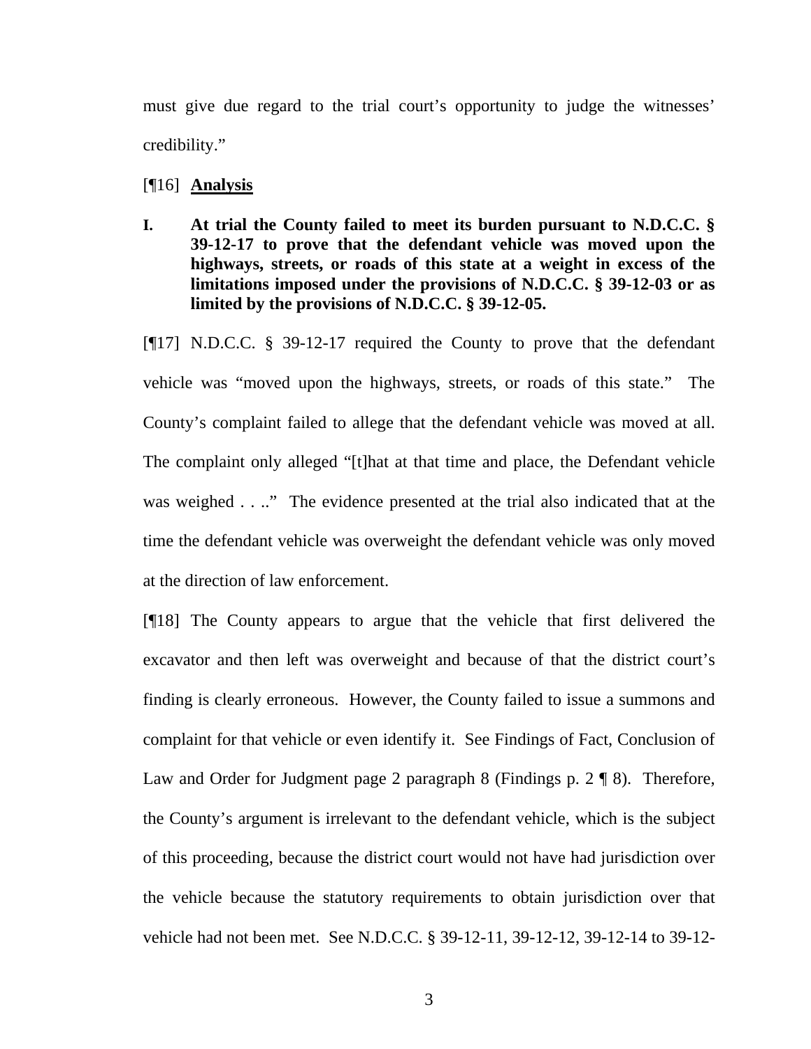must give due regard to the trial court's opportunity to judge the witnesses' credibility."

[¶16] **Analysis**

**I. At trial the County failed to meet its burden pursuant to N.D.C.C. § 39-12-17 to prove that the defendant vehicle was moved upon the highways, streets, or roads of this state at a weight in excess of the limitations imposed under the provisions of N.D.C.C. § 39-12-03 or as limited by the provisions of N.D.C.C. § 39-12-05.**

[¶17] N.D.C.C. § 39-12-17 required the County to prove that the defendant vehicle was "moved upon the highways, streets, or roads of this state." The County's complaint failed to allege that the defendant vehicle was moved at all. The complaint only alleged "[t]hat at that time and place, the Defendant vehicle was weighed . . .." The evidence presented at the trial also indicated that at the time the defendant vehicle was overweight the defendant vehicle was only moved at the direction of law enforcement.

[¶18] The County appears to argue that the vehicle that first delivered the excavator and then left was overweight and because of that the district court's finding is clearly erroneous. However, the County failed to issue a summons and complaint for that vehicle or even identify it. See Findings of Fact, Conclusion of Law and Order for Judgment page 2 paragraph 8 (Findings p. 2 ¶ 8). Therefore, the County's argument is irrelevant to the defendant vehicle, which is the subject of this proceeding, because the district court would not have had jurisdiction over the vehicle because the statutory requirements to obtain jurisdiction over that vehicle had not been met. See N.D.C.C. § 39-12-11, 39-12-12, 39-12-14 to 39-12-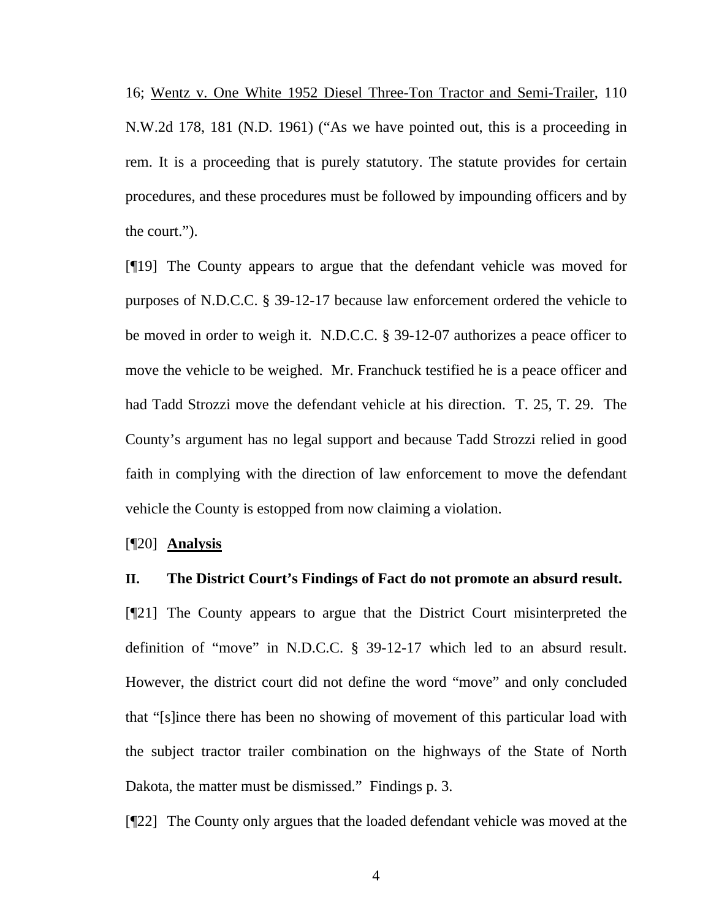16; Wentz v. One White 1952 Diesel Three-Ton Tractor and Semi-Trailer, 110 N.W.2d 178, 181 (N.D. 1961) ("As we have pointed out, this is a proceeding in rem. It is a proceeding that is purely statutory. The statute provides for certain procedures, and these procedures must be followed by impounding officers and by the court.").

[¶19] The County appears to argue that the defendant vehicle was moved for purposes of N.D.C.C. § 39-12-17 because law enforcement ordered the vehicle to be moved in order to weigh it. N.D.C.C. § 39-12-07 authorizes a peace officer to move the vehicle to be weighed. Mr. Franchuck testified he is a peace officer and had Tadd Strozzi move the defendant vehicle at his direction. T. 25, T. 29. The County's argument has no legal support and because Tadd Strozzi relied in good faith in complying with the direction of law enforcement to move the defendant vehicle the County is estopped from now claiming a violation.

[¶20] **Analysis**

**II. The District Court's Findings of Fact do not promote an absurd result.**

[¶21] The County appears to argue that the District Court misinterpreted the definition of "move" in N.D.C.C. § 39-12-17 which led to an absurd result. However, the district court did not define the word "move" and only concluded that "[s]ince there has been no showing of movement of this particular load with the subject tractor trailer combination on the highways of the State of North Dakota, the matter must be dismissed." Findings p. 3.

[¶22] The County only argues that the loaded defendant vehicle was moved at the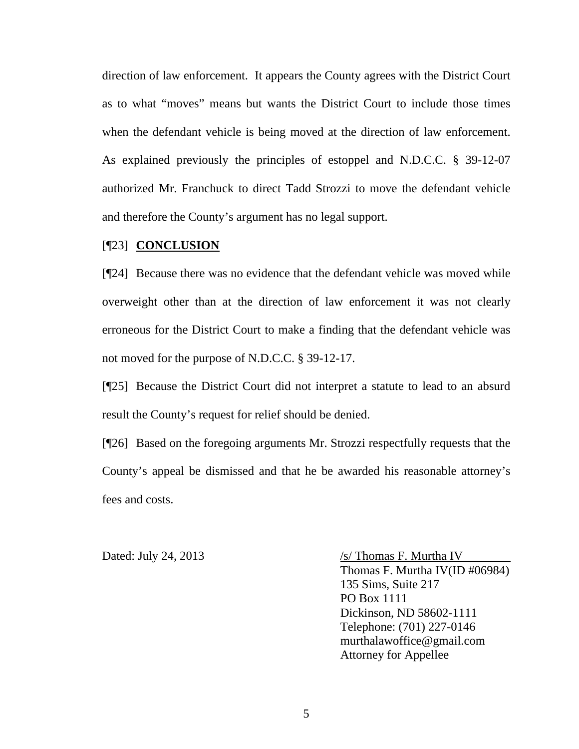direction of law enforcement. It appears the County agrees with the District Court as to what "moves" means but wants the District Court to include those times when the defendant vehicle is being moved at the direction of law enforcement. As explained previously the principles of estoppel and N.D.C.C. § 39-12-07 authorized Mr. Franchuck to direct Tadd Strozzi to move the defendant vehicle and therefore the County's argument has no legal support.

[¶23] **CONCLUSION**

[¶24] Because there was no evidence that the defendant vehicle was moved while overweight other than at the direction of law enforcement it was not clearly erroneous for the District Court to make a finding that the defendant vehicle was not moved for the purpose of N.D.C.C. § 39-12-17.

[¶25] Because the District Court did not interpret a statute to lead to an absurd result the County's request for relief should be denied.

[¶26] Based on the foregoing arguments Mr. Strozzi respectfully requests that the County's appeal be dismissed and that he be awarded his reasonable attorney's fees and costs.

Dated: July 24, 2013

/s/ Thomas F. Murtha IV
Thomas F. Murtha IV(ID #06984)
135 Sims, Suite 217
PO Box 1111
Dickinson, ND 58602-1111
Telephone: (701) 227-0146
murthalawoffice@gmail.com
Attorney for Appellee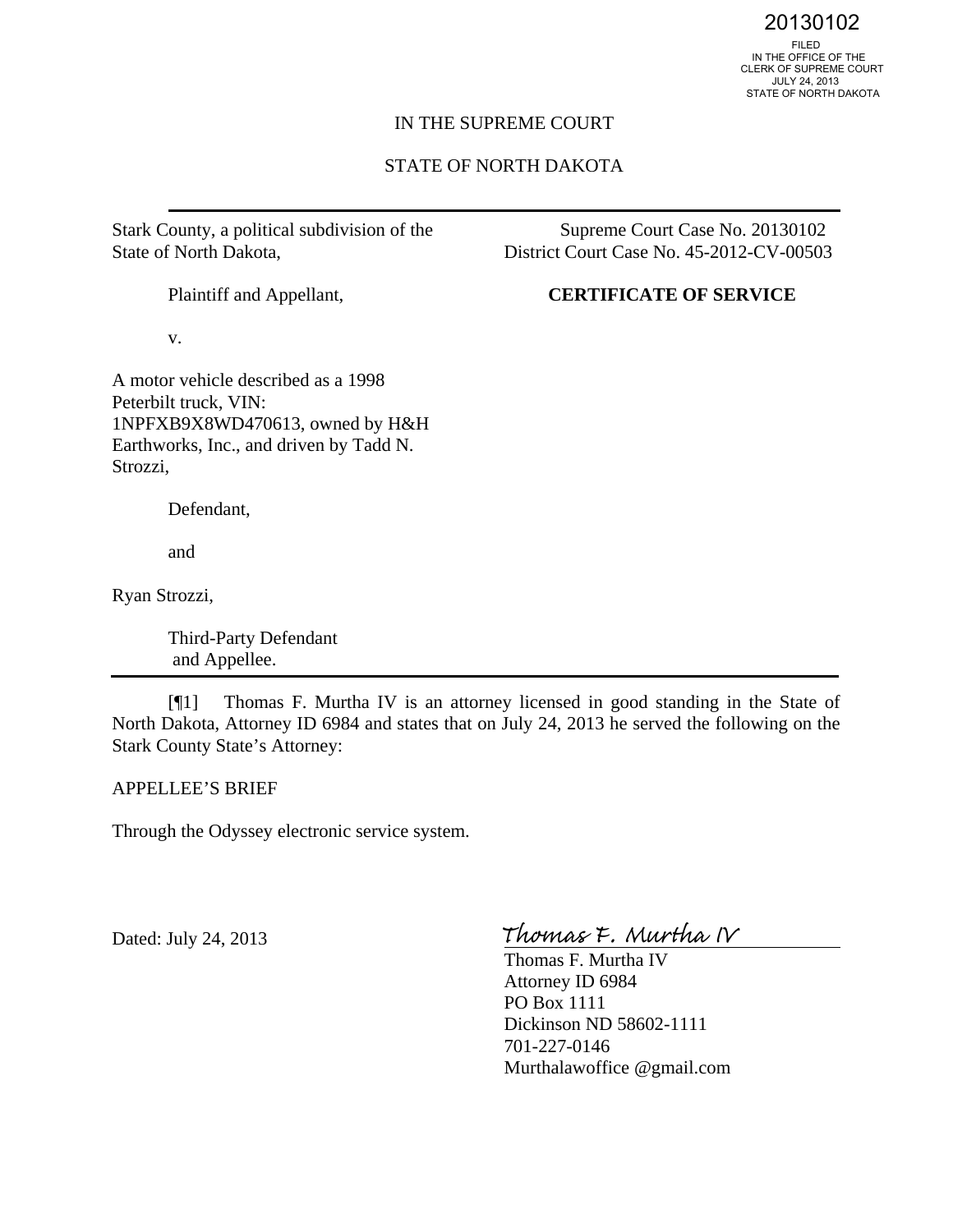20130102

FILED
IN THE OFFICE OF THE
CLERK OF SUPREME COURT
JULY 24, 2013
STATE OF NORTH DAKOTA

IN THE SUPREME COURT

STATE OF NORTH DAKOTA

---

Stark County, a political subdivision of the State of North Dakota,

Plaintiff and Appellant,

v.

A motor vehicle described as a 1998 Peterbilt truck, VIN: 1NPFXB9X8WD470613, owned by H&H Earthworks, Inc., and driven by Tadd N. Strozzi,

Defendant,

and

Ryan Strozzi,

Third-Party Defendant and Appellee.

Supreme Court Case No. 20130102
District Court Case No. 45-2012-CV-00503

**CERTIFICATE OF SERVICE**

---

[¶1] Thomas F. Murtha IV is an attorney licensed in good standing in the State of North Dakota, Attorney ID 6984 and states that on July 24, 2013 he served the following on the Stark County State's Attorney:

APPELLEE'S BRIEF

Through the Odyssey electronic service system.

Dated: July 24, 2013

*Thomas F. Murtha IV*

Thomas F. Murtha IV
Attorney ID 6984
PO Box 1111
Dickinson ND 58602-1111
701-227-0146
Murthalawoffice @gmail.com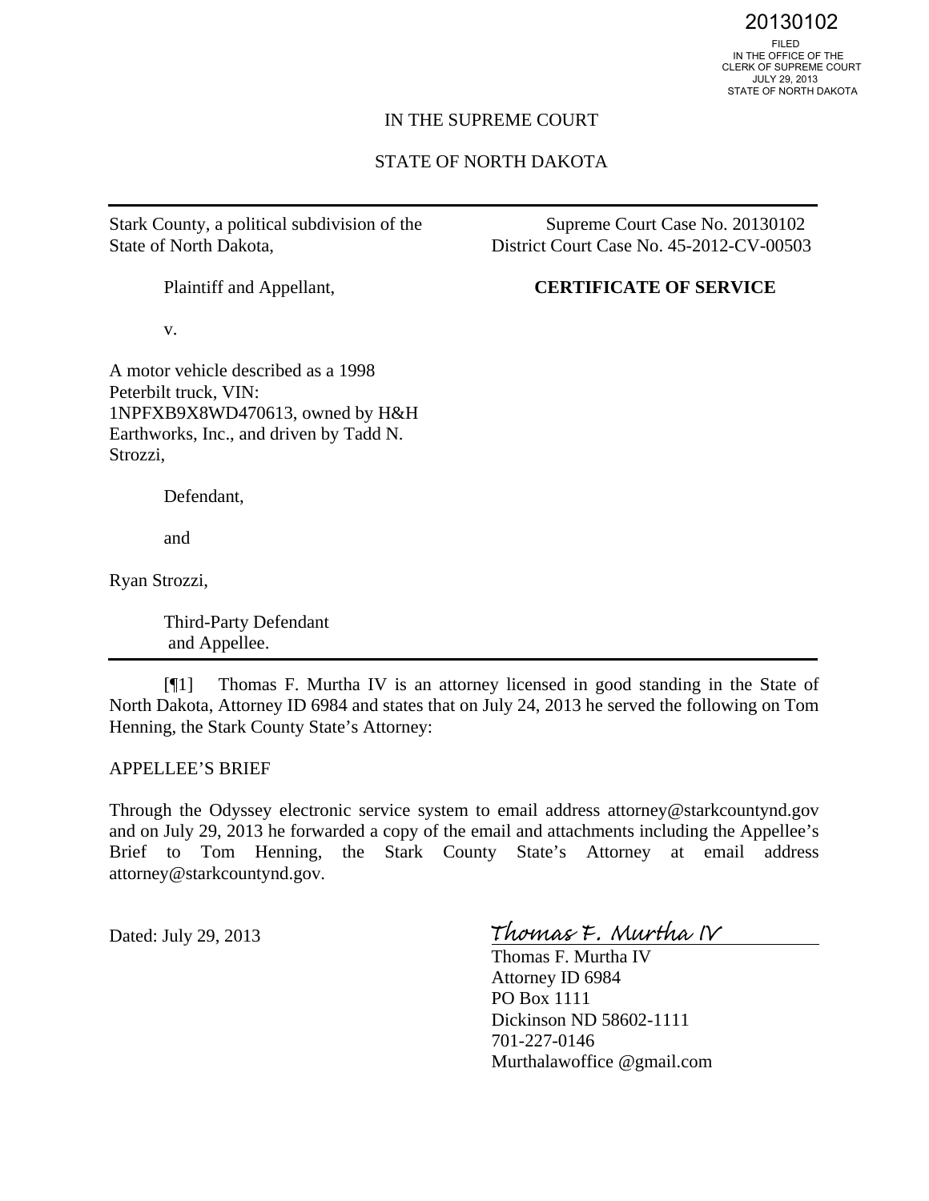20130102

FILED
IN THE OFFICE OF THE
CLERK OF SUPREME COURT
JULY 29, 2013
STATE OF NORTH DAKOTA

IN THE SUPREME COURT

STATE OF NORTH DAKOTA

| | |
|---|---|
| Stark County, a political subdivision of the State of North Dakota,<br><br>Plaintiff and Appellant,<br><br>v.<br><br>A motor vehicle described as a 1998 Peterbilt truck, VIN: 1NPFXB9X8WD470613, owned by H&H Earthworks, Inc., and driven by Tadd N. Strozzi,<br><br>Defendant,<br><br>and<br><br>Ryan Strozzi,<br><br>Third-Party Defendant and Appellee. | Supreme Court Case No. 20130102<br>District Court Case No. 45-2012-CV-00503<br><br>**CERTIFICATE OF SERVICE** |

[¶1] Thomas F. Murtha IV is an attorney licensed in good standing in the State of North Dakota, Attorney ID 6984 and states that on July 24, 2013 he served the following on Tom Henning, the Stark County State's Attorney:

APPELLEE'S BRIEF

Through the Odyssey electronic service system to email address attorney@starkcountynd.gov and on July 29, 2013 he forwarded a copy of the email and attachments including the Appellee's Brief to Tom Henning, the Stark County State's Attorney at email address attorney@starkcountynd.gov.

Dated: July 29, 2013

Thomas F. Murtha IV

Thomas F. Murtha IV
Attorney ID 6984
PO Box 1111
Dickinson ND 58602-1111
701-227-0146
Murthalawoffice @gmail.com